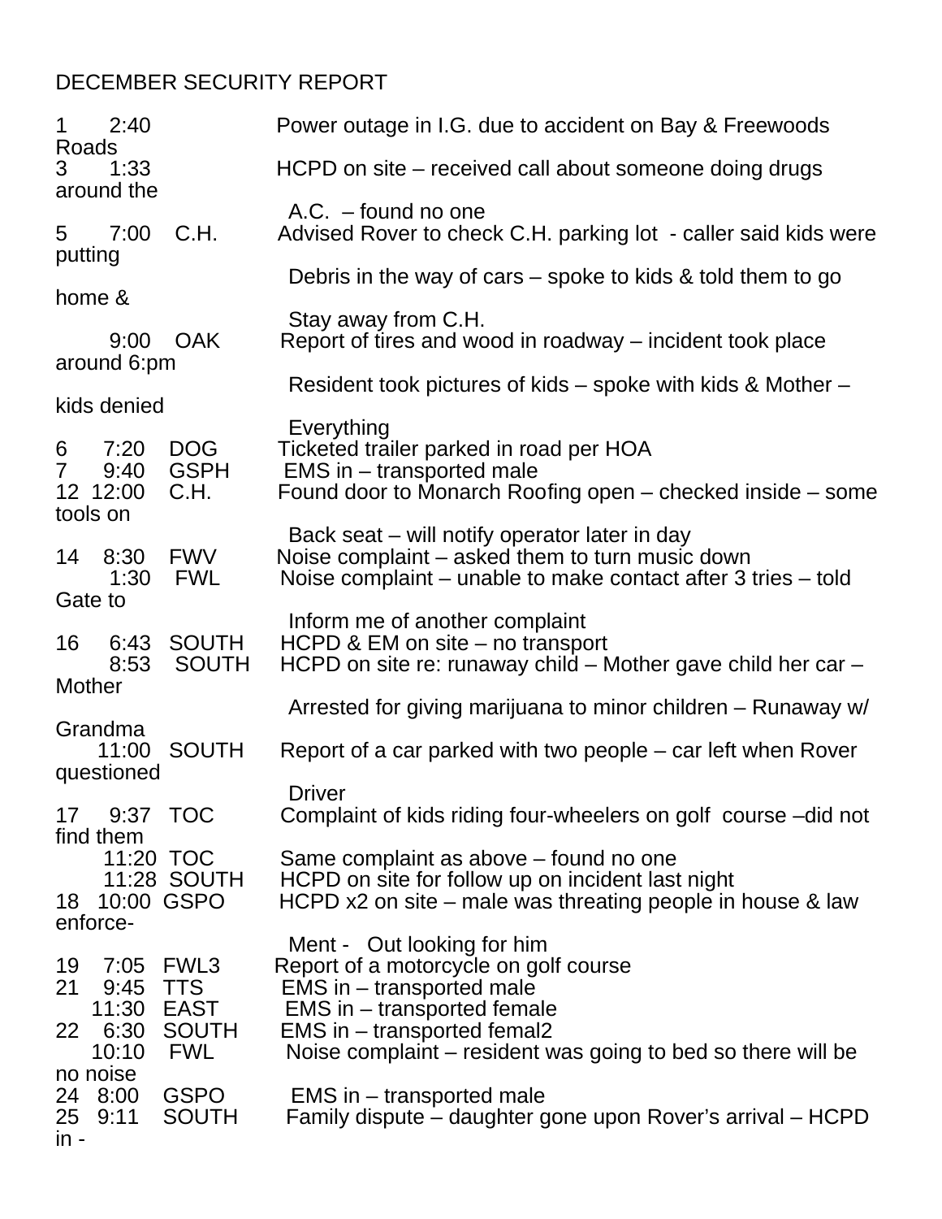DECEMBER SECURITY REPORT

| Day | Time | Location | Description |
|---|---|---|---|
| 1 | 2:40 | | Power outage in I.G. due to accident on Bay & Freewoods Roads |
| 3 | 1:33 | | HCPD on site – received call about someone doing drugs around the A.C. – found no one |
| 5 | 7:00 | C.H. | Advised Rover to check C.H. parking lot - caller said kids were putting Debris in the way of cars – spoke to kids & told them to go home & Stay away from C.H. |
| | 9:00 | OAK | Report of tires and wood in roadway – incident took place around 6:pm Resident took pictures of kids – spoke with kids & Mother – kids denied Everything |
| 6 | 7:20 | DOG | Ticketed trailer parked in road per HOA |
| 7 | 9:40 | GSPH | EMS in – transported male |
| 12 | 12:00 | C.H. | Found door to Monarch Roofing open – checked inside – some tools on Back seat – will notify operator later in day |
| 14 | 8:30 | FWV | Noise complaint – asked them to turn music down |
| | 1:30 | FWL | Noise complaint – unable to make contact after 3 tries – told Gate to Inform me of another complaint |
| 16 | 6:43 | SOUTH | HCPD & EM on site – no transport |
| | 8:53 | SOUTH | HCPD on site re: runaway child – Mother gave child her car – Mother Arrested for giving marijuana to minor children – Runaway w/ Grandma |
| | 11:00 | SOUTH | Report of a car parked with two people – car left when Rover questioned Driver |
| 17 | 9:37 | TOC | Complaint of kids riding four-wheelers on golf course –did not find them |
| | 11:20 | TOC | Same complaint as above – found no one |
| | 11:28 | SOUTH | HCPD on site for follow up on incident last night |
| 18 | 10:00 | GSPO | HCPD x2 on site – male was threating people in house & law enforce-Ment - Out looking for him |
| 19 | 7:05 | FWL3 | Report of a motorcycle on golf course |
| 21 | 9:45 | TTS | EMS in – transported male |
| | 11:30 | EAST | EMS in – transported female |
| 22 | 6:30 | SOUTH | EMS in – transported femal2 |
| | 10:10 | FWL | Noise complaint – resident was going to bed so there will be no noise |
| 24 | 8:00 | GSPO | EMS in – transported male |
| 25 | 9:11 | SOUTH | Family dispute – daughter gone upon Rover's arrival – HCPD in - |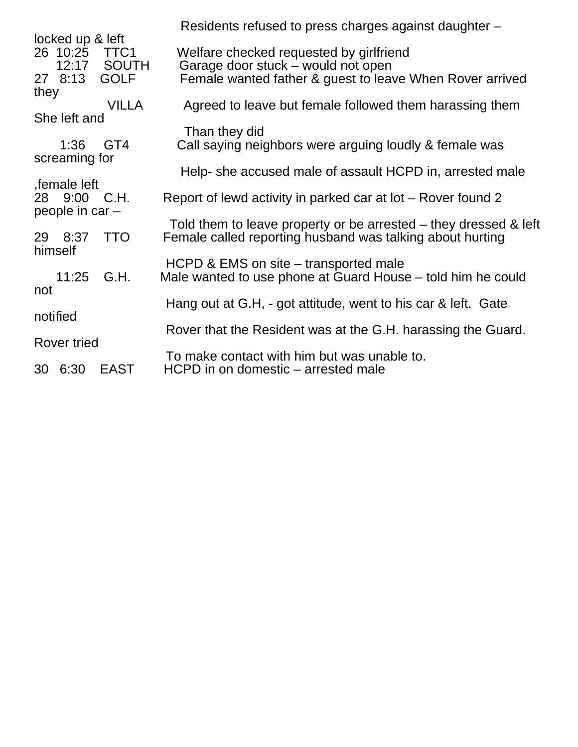Residents refused to press charges against daughter – locked up & left

26 10:25 TTC1 Welfare checked requested by girlfriend

12:17 SOUTH Garage door stuck – would not open

27 8:13 GOLF Female wanted father & guest to leave When Rover arrived they

VILLA Agreed to leave but female followed them harassing them She left and

Than they did

1:36 GT4 Call saying neighbors were arguing loudly & female was screaming for

Help- she accused male of assault HCPD in, arrested male ,female left

28 9:00 C.H. Report of lewd activity in parked car at lot – Rover found 2 people in car –

Told them to leave property or be arrested – they dressed & left

29 8:37 TTO Female called reporting husband was talking about hurting himself

HCPD & EMS on site – transported male

11:25 G.H. Male wanted to use phone at Guard House – told him he could not

Hang out at G.H, - got attitude, went to his car & left. Gate notified

Rover that the Resident was at the G.H. harassing the Guard. Rover tried

To make contact with him but was unable to.

30 6:30 EAST HCPD in on domestic – arrested male